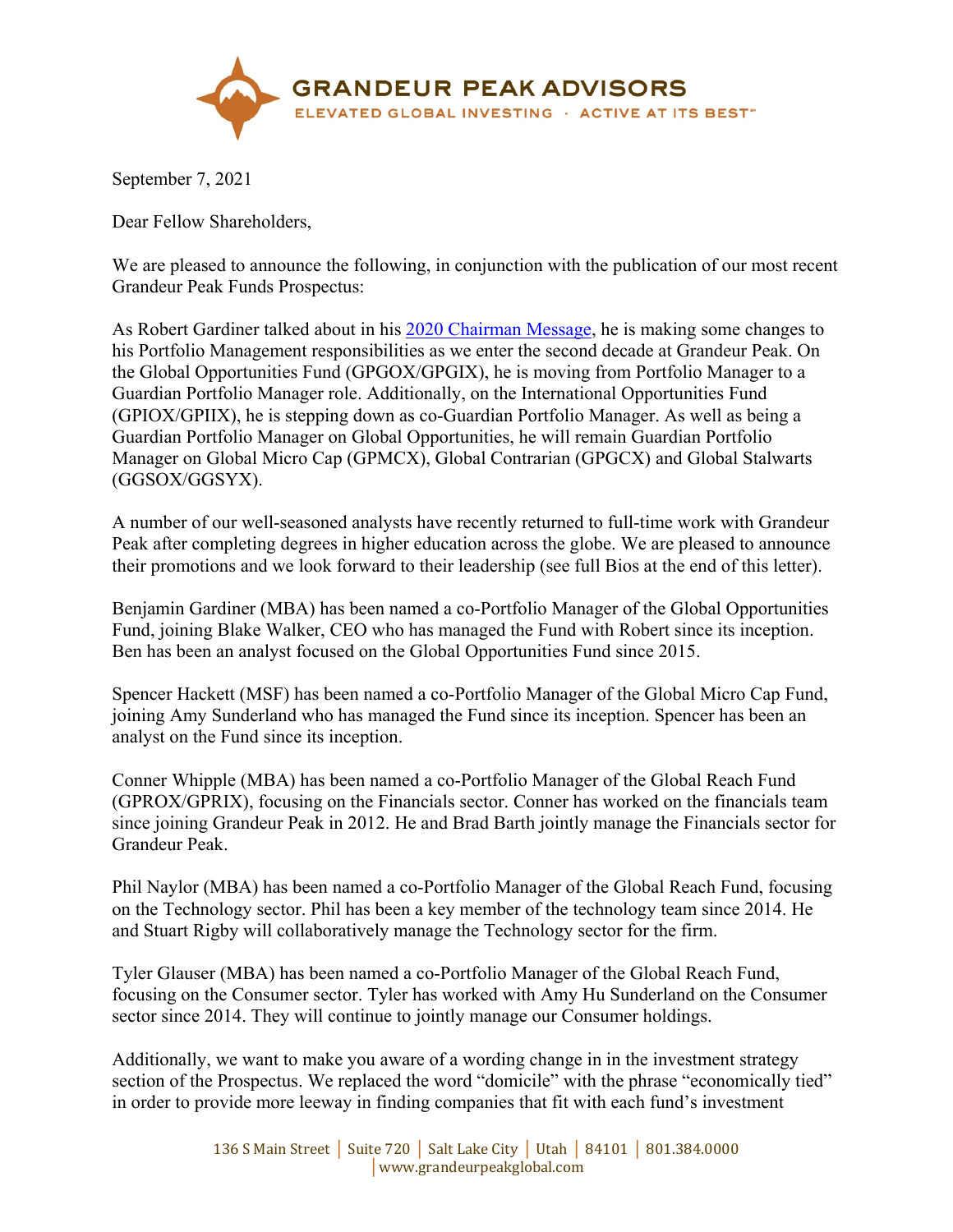# GRANDEUR PEAK ADVISORS

ELEVATED GLOBAL INVESTING · ACTIVE AT ITS BEST™

September 7, 2021

Dear Fellow Shareholders,

We are pleased to announce the following, in conjunction with the publication of our most recent Grandeur Peak Funds Prospectus:

As Robert Gardiner talked about in his 2020 Chairman Message, he is making some changes to his Portfolio Management responsibilities as we enter the second decade at Grandeur Peak. On the Global Opportunities Fund (GPGOX/GPGIX), he is moving from Portfolio Manager to a Guardian Portfolio Manager role. Additionally, on the International Opportunities Fund (GPIOX/GPIIX), he is stepping down as co-Guardian Portfolio Manager. As well as being a Guardian Portfolio Manager on Global Opportunities, he will remain Guardian Portfolio Manager on Global Micro Cap (GPMCX), Global Contrarian (GPGCX) and Global Stalwarts (GGSOX/GGSYX).

A number of our well-seasoned analysts have recently returned to full-time work with Grandeur Peak after completing degrees in higher education across the globe. We are pleased to announce their promotions and we look forward to their leadership (see full Bios at the end of this letter).

Benjamin Gardiner (MBA) has been named a co-Portfolio Manager of the Global Opportunities Fund, joining Blake Walker, CEO who has managed the Fund with Robert since its inception. Ben has been an analyst focused on the Global Opportunities Fund since 2015.

Spencer Hackett (MSF) has been named a co-Portfolio Manager of the Global Micro Cap Fund, joining Amy Sunderland who has managed the Fund since its inception. Spencer has been an analyst on the Fund since its inception.

Conner Whipple (MBA) has been named a co-Portfolio Manager of the Global Reach Fund (GPROX/GPRIX), focusing on the Financials sector. Conner has worked on the financials team since joining Grandeur Peak in 2012. He and Brad Barth jointly manage the Financials sector for Grandeur Peak.

Phil Naylor (MBA) has been named a co-Portfolio Manager of the Global Reach Fund, focusing on the Technology sector. Phil has been a key member of the technology team since 2014. He and Stuart Rigby will collaboratively manage the Technology sector for the firm.

Tyler Glauser (MBA) has been named a co-Portfolio Manager of the Global Reach Fund, focusing on the Consumer sector. Tyler has worked with Amy Hu Sunderland on the Consumer sector since 2014. They will continue to jointly manage our Consumer holdings.

Additionally, we want to make you aware of a wording change in in the investment strategy section of the Prospectus. We replaced the word "domicile" with the phrase "economically tied" in order to provide more leeway in finding companies that fit with each fund's investment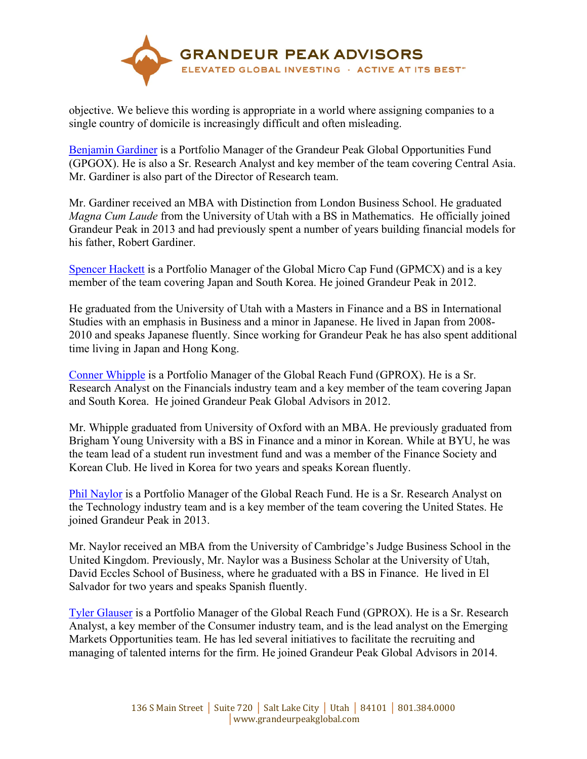objective. We believe this wording is appropriate in a world where assigning companies to a single country of domicile is increasingly difficult and often misleading.

Benjamin Gardiner is a Portfolio Manager of the Grandeur Peak Global Opportunities Fund (GPGOX). He is also a Sr. Research Analyst and key member of the team covering Central Asia. Mr. Gardiner is also part of the Director of Research team.

Mr. Gardiner received an MBA with Distinction from London Business School. He graduated *Magna Cum Laude* from the University of Utah with a BS in Mathematics. He officially joined Grandeur Peak in 2013 and had previously spent a number of years building financial models for his father, Robert Gardiner.

Spencer Hackett is a Portfolio Manager of the Global Micro Cap Fund (GPMCX) and is a key member of the team covering Japan and South Korea. He joined Grandeur Peak in 2012.

He graduated from the University of Utah with a Masters in Finance and a BS in International Studies with an emphasis in Business and a minor in Japanese. He lived in Japan from 2008-2010 and speaks Japanese fluently. Since working for Grandeur Peak he has also spent additional time living in Japan and Hong Kong.

Conner Whipple is a Portfolio Manager of the Global Reach Fund (GPROX). He is a Sr. Research Analyst on the Financials industry team and a key member of the team covering Japan and South Korea. He joined Grandeur Peak Global Advisors in 2012.

Mr. Whipple graduated from University of Oxford with an MBA. He previously graduated from Brigham Young University with a BS in Finance and a minor in Korean. While at BYU, he was the team lead of a student run investment fund and was a member of the Finance Society and Korean Club. He lived in Korea for two years and speaks Korean fluently.

Phil Naylor is a Portfolio Manager of the Global Reach Fund. He is a Sr. Research Analyst on the Technology industry team and is a key member of the team covering the United States. He joined Grandeur Peak in 2013.

Mr. Naylor received an MBA from the University of Cambridge's Judge Business School in the United Kingdom. Previously, Mr. Naylor was a Business Scholar at the University of Utah, David Eccles School of Business, where he graduated with a BS in Finance. He lived in El Salvador for two years and speaks Spanish fluently.

Tyler Glauser is a Portfolio Manager of the Global Reach Fund (GPROX). He is a Sr. Research Analyst, a key member of the Consumer industry team, and is the lead analyst on the Emerging Markets Opportunities team. He has led several initiatives to facilitate the recruiting and managing of talented interns for the firm. He joined Grandeur Peak Global Advisors in 2014.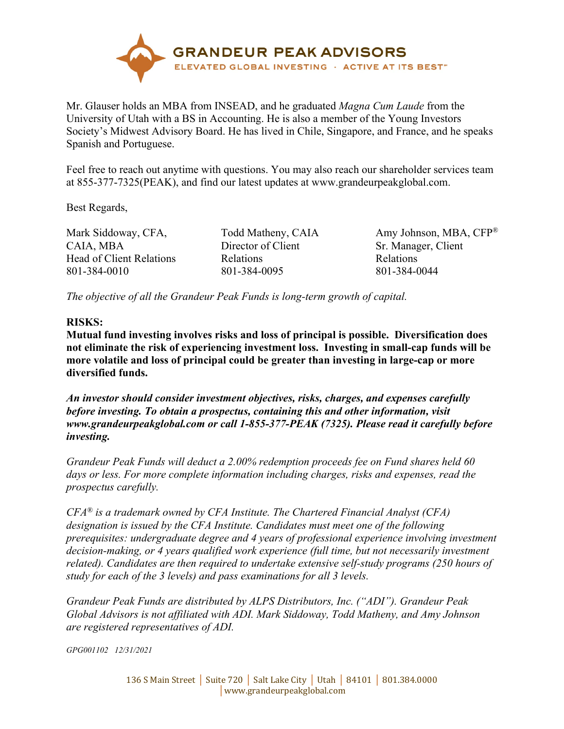Mr. Glauser holds an MBA from INSEAD, and he graduated *Magna Cum Laude* from the University of Utah with a BS in Accounting. He is also a member of the Young Investors Society's Midwest Advisory Board. He has lived in Chile, Singapore, and France, and he speaks Spanish and Portuguese.

Feel free to reach out anytime with questions. You may also reach our shareholder services team at 855-377-7325(PEAK), and find our latest updates at www.grandeurpeakglobal.com.

Best Regards,

| | | |
|---|---|---|
| Mark Siddoway, CFA, CAIA, MBA<br>Head of Client Relations<br>801-384-0010 | Todd Matheny, CAIA<br>Director of Client Relations<br>801-384-0095 | Amy Johnson, MBA, CFP®<br>Sr. Manager, Client Relations<br>801-384-0044 |

*The objective of all the Grandeur Peak Funds is long-term growth of capital.*

**RISKS:**

**Mutual fund investing involves risks and loss of principal is possible. Diversification does not eliminate the risk of experiencing investment loss. Investing in small-cap funds will be more volatile and loss of principal could be greater than investing in large-cap or more diversified funds.**

***An investor should consider investment objectives, risks, charges, and expenses carefully before investing. To obtain a prospectus, containing this and other information, visit www.grandeurpeakglobal.com or call 1-855-377-PEAK (7325). Please read it carefully before investing.***

*Grandeur Peak Funds will deduct a 2.00% redemption proceeds fee on Fund shares held 60 days or less. For more complete information including charges, risks and expenses, read the prospectus carefully.*

*CFA® is a trademark owned by CFA Institute. The Chartered Financial Analyst (CFA) designation is issued by the CFA Institute. Candidates must meet one of the following prerequisites: undergraduate degree and 4 years of professional experience involving investment decision-making, or 4 years qualified work experience (full time, but not necessarily investment related). Candidates are then required to undertake extensive self-study programs (250 hours of study for each of the 3 levels) and pass examinations for all 3 levels.*

*Grandeur Peak Funds are distributed by ALPS Distributors, Inc. ("ADI"). Grandeur Peak Global Advisors is not affiliated with ADI. Mark Siddoway, Todd Matheny, and Amy Johnson are registered representatives of ADI.*

*GPG001102 12/31/2021*